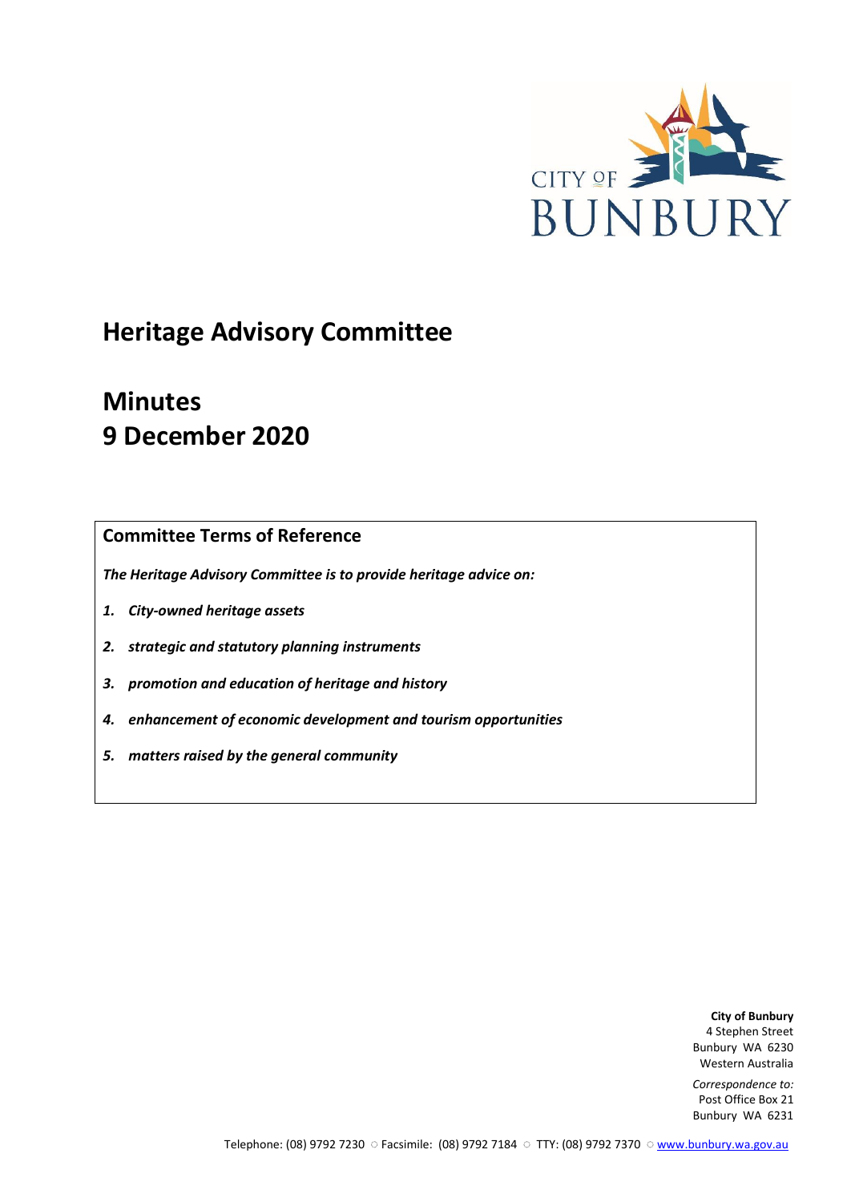CITY OF BUNBURY

# Heritage Advisory Committee

# Minutes
# 9 December 2020

## Committee Terms of Reference

***The Heritage Advisory Committee is to provide heritage advice on:***

1. ***City-owned heritage assets***
2. ***strategic and statutory planning instruments***
3. ***promotion and education of heritage and history***
4. ***enhancement of economic development and tourism opportunities***
5. ***matters raised by the general community***

**City of Bunbury**
4 Stephen Street
Bunbury WA 6230
Western Australia

*Correspondence to:*
Post Office Box 21
Bunbury WA 6231

Telephone: (08) 9792 7230 ○ Facsimile: (08) 9792 7184 ○ TTY: (08) 9792 7370 ○ www.bunbury.wa.gov.au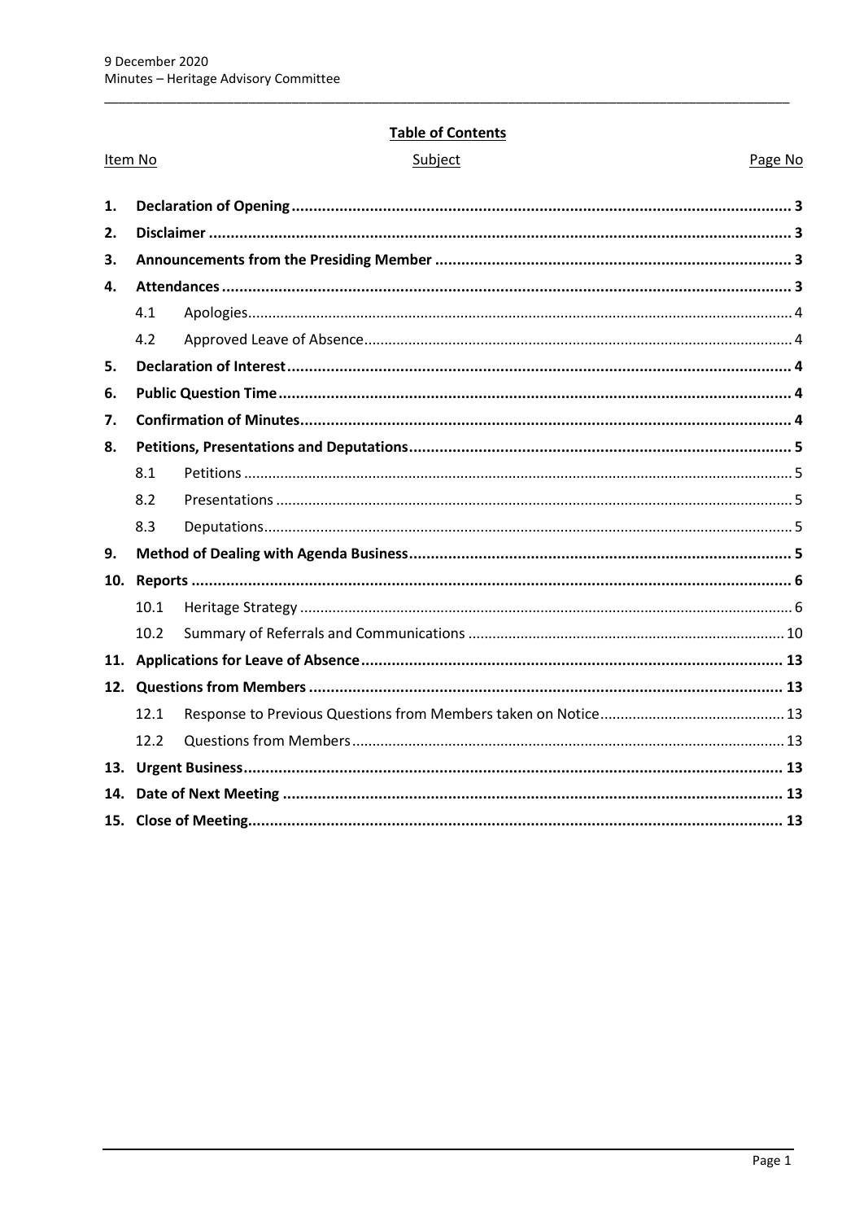**Table of Contents**

| Item No | | Subject | Page No |
|---|---|---|---|
| **1.** | **Declaration of Opening** | | **3** |
| **2.** | **Disclaimer** | | **3** |
| **3.** | **Announcements from the Presiding Member** | | **3** |
| **4.** | **Attendances** | | **3** |
| | 4.1 | Apologies | 4 |
| | 4.2 | Approved Leave of Absence | 4 |
| **5.** | **Declaration of Interest** | | **4** |
| **6.** | **Public Question Time** | | **4** |
| **7.** | **Confirmation of Minutes** | | **4** |
| **8.** | **Petitions, Presentations and Deputations** | | **5** |
| | 8.1 | Petitions | 5 |
| | 8.2 | Presentations | 5 |
| | 8.3 | Deputations | 5 |
| **9.** | **Method of Dealing with Agenda Business** | | **5** |
| **10.** | **Reports** | | **6** |
| | 10.1 | Heritage Strategy | 6 |
| | 10.2 | Summary of Referrals and Communications | 10 |
| **11.** | **Applications for Leave of Absence** | | **13** |
| **12.** | **Questions from Members** | | **13** |
| | 12.1 | Response to Previous Questions from Members taken on Notice | 13 |
| | 12.2 | Questions from Members | 13 |
| **13.** | **Urgent Business** | | **13** |
| **14.** | **Date of Next Meeting** | | **13** |
| **15.** | **Close of Meeting** | | **13** |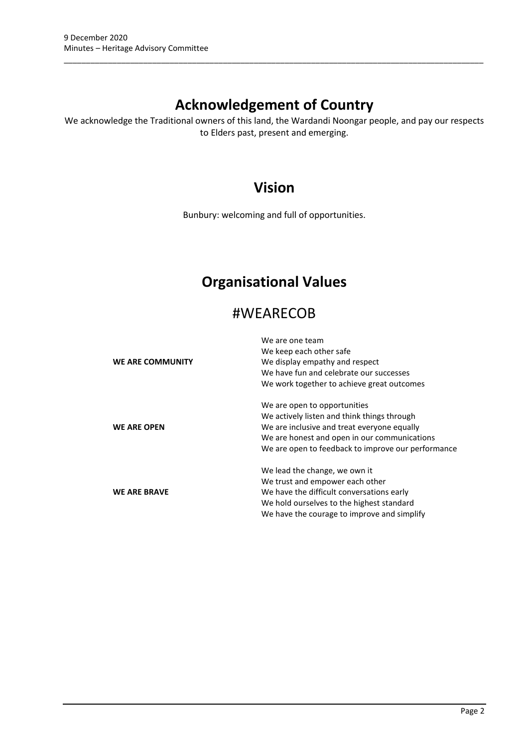# Acknowledgement of Country

We acknowledge the Traditional owners of this land, the Wardandi Noongar people, and pay our respects to Elders past, present and emerging.

# Vision

Bunbury: welcoming and full of opportunities.

# Organisational Values

## #WEARECOB

| | |
|---|---|
| **WE ARE COMMUNITY** | We are one team<br>We keep each other safe<br>We display empathy and respect<br>We have fun and celebrate our successes<br>We work together to achieve great outcomes |
| **WE ARE OPEN** | We are open to opportunities<br>We actively listen and think things through<br>We are inclusive and treat everyone equally<br>We are honest and open in our communications<br>We are open to feedback to improve our performance |
| **WE ARE BRAVE** | We lead the change, we own it<br>We trust and empower each other<br>We have the difficult conversations early<br>We hold ourselves to the highest standard<br>We have the courage to improve and simplify |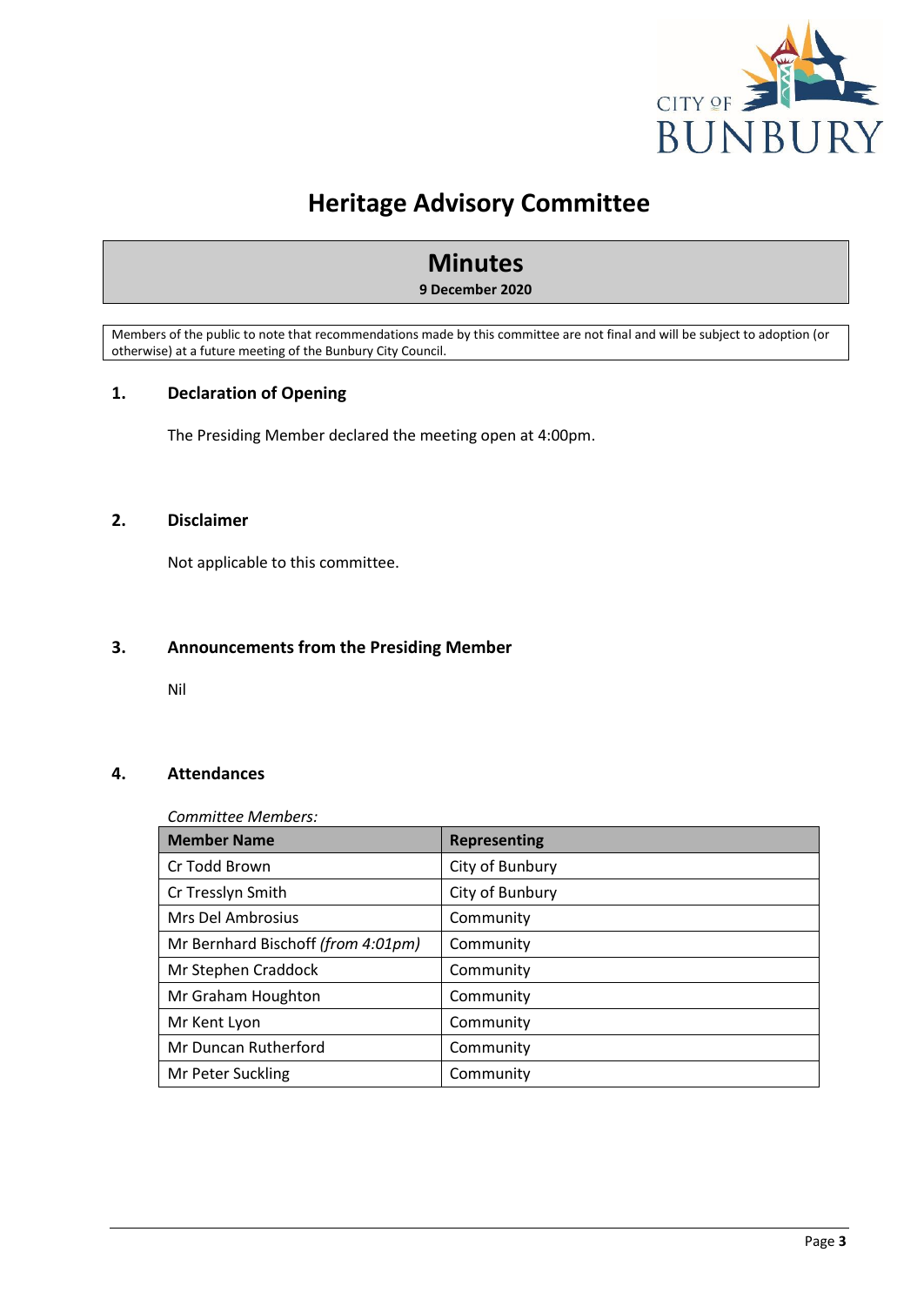# Heritage Advisory Committee

## Minutes

**9 December 2020**

Members of the public to note that recommendations made by this committee are not final and will be subject to adoption (or otherwise) at a future meeting of the Bunbury City Council.

## 1. Declaration of Opening

The Presiding Member declared the meeting open at 4:00pm.

## 2. Disclaimer

Not applicable to this committee.

## 3. Announcements from the Presiding Member

Nil

## 4. Attendances

*Committee Members:*

| Member Name | Representing |
|---|---|
| Cr Todd Brown | City of Bunbury |
| Cr Tresslyn Smith | City of Bunbury |
| Mrs Del Ambrosius | Community |
| Mr Bernhard Bischoff *(from 4:01pm)* | Community |
| Mr Stephen Craddock | Community |
| Mr Graham Houghton | Community |
| Mr Kent Lyon | Community |
| Mr Duncan Rutherford | Community |
| Mr Peter Suckling | Community |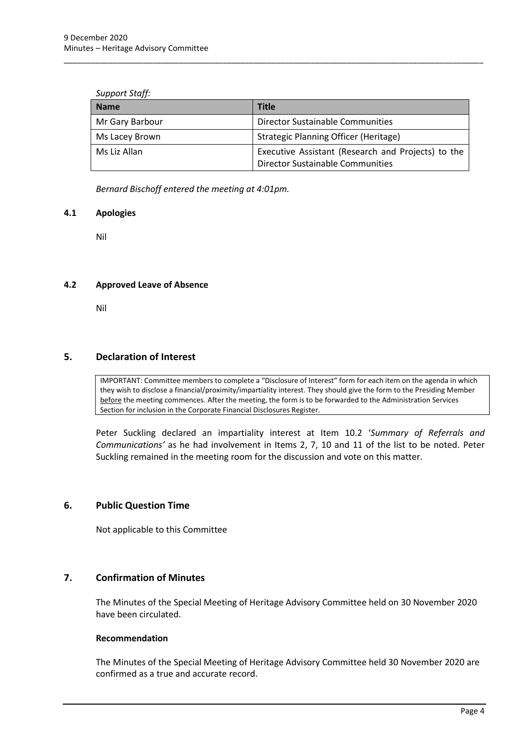*Support Staff:*

| Name | Title |
|---|---|
| Mr Gary Barbour | Director Sustainable Communities |
| Ms Lacey Brown | Strategic Planning Officer (Heritage) |
| Ms Liz Allan | Executive Assistant (Research and Projects) to the Director Sustainable Communities |

*Bernard Bischoff entered the meeting at 4:01pm.*

### 4.1 Apologies

Nil

### 4.2 Approved Leave of Absence

Nil

## 5. Declaration of Interest

IMPORTANT: Committee members to complete a "Disclosure of Interest" form for each item on the agenda in which they wish to disclose a financial/proximity/impartiality interest. They should give the form to the Presiding Member before the meeting commences. After the meeting, the form is to be forwarded to the Administration Services Section for inclusion in the Corporate Financial Disclosures Register.

Peter Suckling declared an impartiality interest at Item 10.2 '*Summary of Referrals and Communications'* as he had involvement in Items 2, 7, 10 and 11 of the list to be noted. Peter Suckling remained in the meeting room for the discussion and vote on this matter.

## 6. Public Question Time

Not applicable to this Committee

## 7. Confirmation of Minutes

The Minutes of the Special Meeting of Heritage Advisory Committee held on 30 November 2020 have been circulated.

**Recommendation**

The Minutes of the Special Meeting of Heritage Advisory Committee held 30 November 2020 are confirmed as a true and accurate record.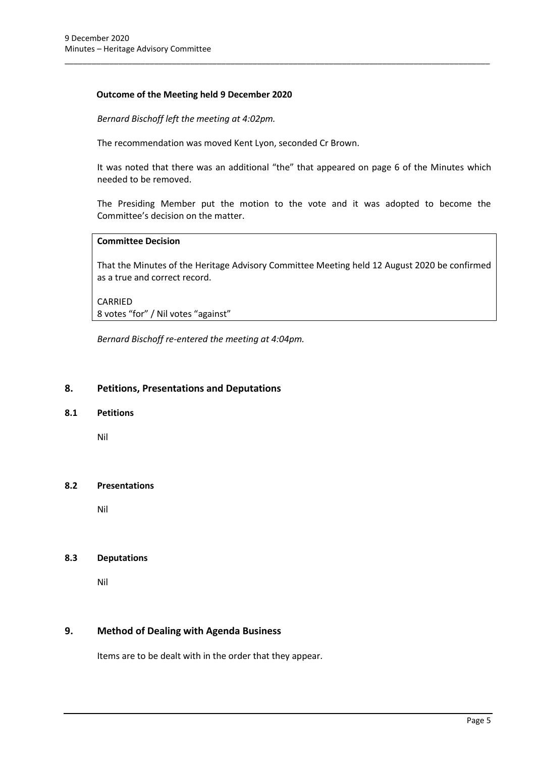**Outcome of the Meeting held 9 December 2020**

*Bernard Bischoff left the meeting at 4:02pm.*

The recommendation was moved Kent Lyon, seconded Cr Brown.

It was noted that there was an additional "the" that appeared on page 6 of the Minutes which needed to be removed.

The Presiding Member put the motion to the vote and it was adopted to become the Committee's decision on the matter.

**Committee Decision**

That the Minutes of the Heritage Advisory Committee Meeting held 12 August 2020 be confirmed as a true and correct record.

CARRIED
8 votes "for" / Nil votes "against"

*Bernard Bischoff re-entered the meeting at 4:04pm.*

## 8. Petitions, Presentations and Deputations

### 8.1 Petitions

Nil

### 8.2 Presentations

Nil

### 8.3 Deputations

Nil

## 9. Method of Dealing with Agenda Business

Items are to be dealt with in the order that they appear.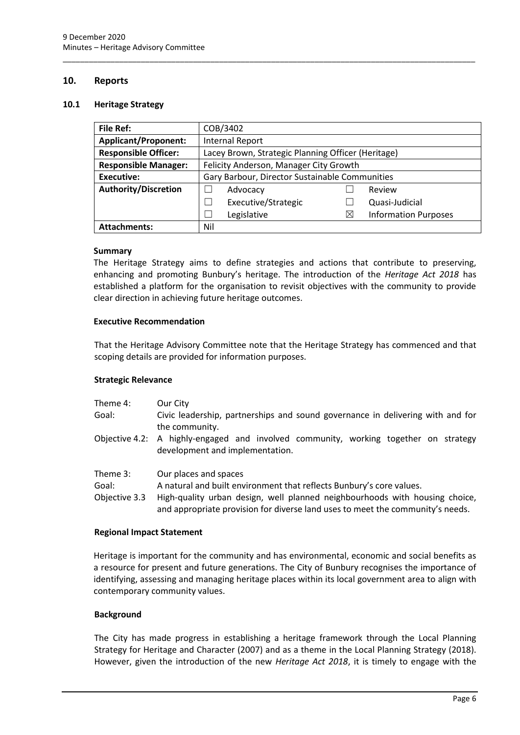## 10. Reports

### 10.1 Heritage Strategy

| **File Ref:** | COB/3402 | | | |
|---|---|---|---|---|
| **Applicant/Proponent:** | Internal Report | | | |
| **Responsible Officer:** | Lacey Brown, Strategic Planning Officer (Heritage) | | | |
| **Responsible Manager:** | Felicity Anderson, Manager City Growth | | | |
| **Executive:** | Gary Barbour, Director Sustainable Communities | | | |
| **Authority/Discretion** | ☐ | Advocacy | ☐ | Review |
| | ☐ | Executive/Strategic | ☐ | Quasi-Judicial |
| | ☐ | Legislative | ☒ | Information Purposes |
| **Attachments:** | Nil | | | |

**Summary**

The Heritage Strategy aims to define strategies and actions that contribute to preserving, enhancing and promoting Bunbury's heritage. The introduction of the *Heritage Act 2018* has established a platform for the organisation to revisit objectives with the community to provide clear direction in achieving future heritage outcomes.

**Executive Recommendation**

That the Heritage Advisory Committee note that the Heritage Strategy has commenced and that scoping details are provided for information purposes.

**Strategic Relevance**

| | |
|---|---|
| Theme 4: | Our City |
| Goal: | Civic leadership, partnerships and sound governance in delivering with and for the community. |
| Objective 4.2: | A highly-engaged and involved community, working together on strategy development and implementation. |
| Theme 3: | Our places and spaces |
| Goal: | A natural and built environment that reflects Bunbury's core values. |
| Objective 3.3 | High-quality urban design, well planned neighbourhoods with housing choice, and appropriate provision for diverse land uses to meet the community's needs. |

**Regional Impact Statement**

Heritage is important for the community and has environmental, economic and social benefits as a resource for present and future generations. The City of Bunbury recognises the importance of identifying, assessing and managing heritage places within its local government area to align with contemporary community values.

**Background**

The City has made progress in establishing a heritage framework through the Local Planning Strategy for Heritage and Character (2007) and as a theme in the Local Planning Strategy (2018). However, given the introduction of the new *Heritage Act 2018*, it is timely to engage with the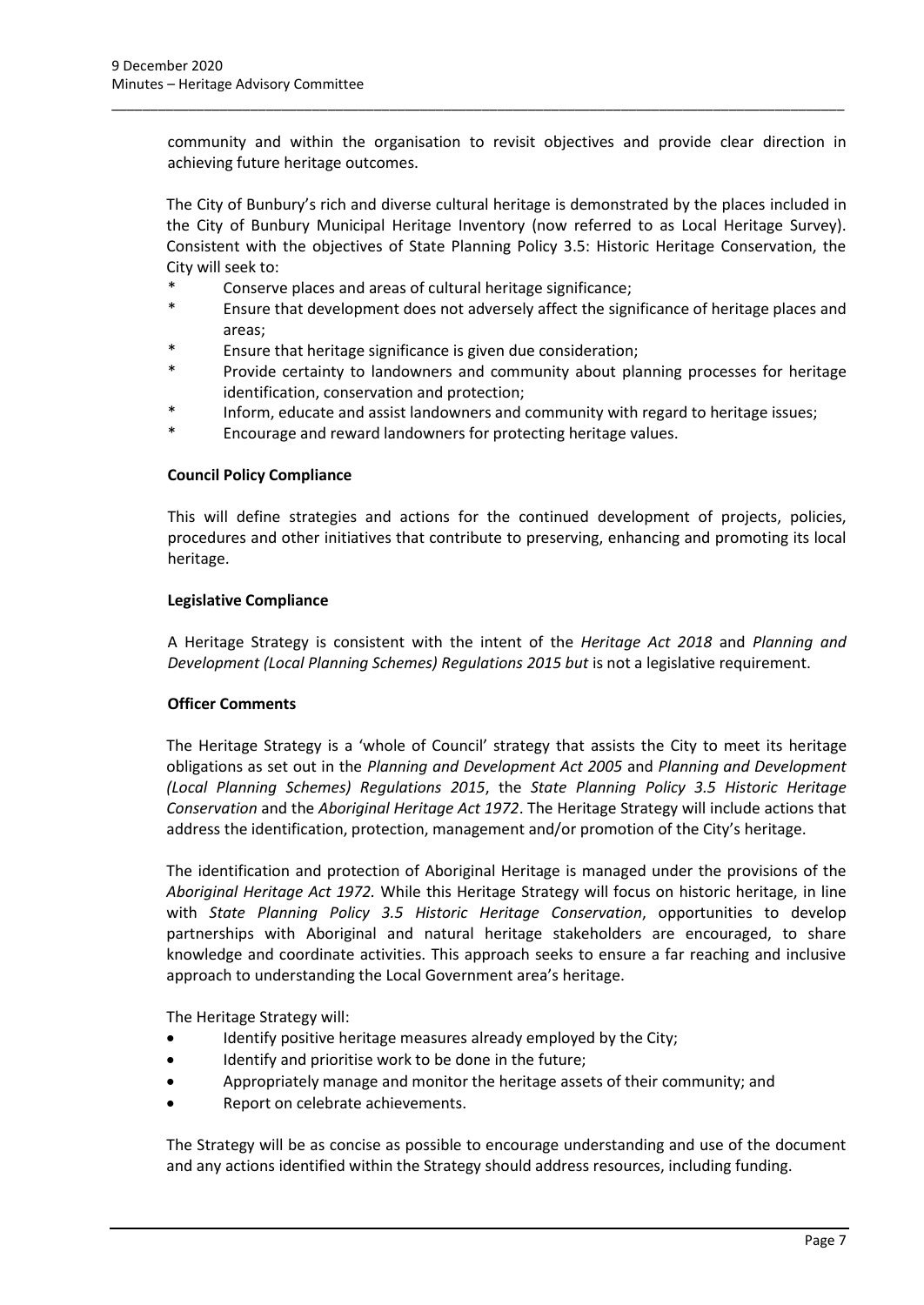community and within the organisation to revisit objectives and provide clear direction in achieving future heritage outcomes.

The City of Bunbury's rich and diverse cultural heritage is demonstrated by the places included in the City of Bunbury Municipal Heritage Inventory (now referred to as Local Heritage Survey). Consistent with the objectives of State Planning Policy 3.5: Historic Heritage Conservation, the City will seek to:

- Conserve places and areas of cultural heritage significance;
- Ensure that development does not adversely affect the significance of heritage places and areas;
- Ensure that heritage significance is given due consideration;
- Provide certainty to landowners and community about planning processes for heritage identification, conservation and protection;
- Inform, educate and assist landowners and community with regard to heritage issues;
- Encourage and reward landowners for protecting heritage values.

**Council Policy Compliance**

This will define strategies and actions for the continued development of projects, policies, procedures and other initiatives that contribute to preserving, enhancing and promoting its local heritage.

**Legislative Compliance**

A Heritage Strategy is consistent with the intent of the *Heritage Act 2018* and *Planning and Development (Local Planning Schemes) Regulations 2015 but* is not a legislative requirement.

**Officer Comments**

The Heritage Strategy is a 'whole of Council' strategy that assists the City to meet its heritage obligations as set out in the *Planning and Development Act 2005* and *Planning and Development (Local Planning Schemes) Regulations 2015*, the *State Planning Policy 3.5 Historic Heritage Conservation* and the *Aboriginal Heritage Act 1972*. The Heritage Strategy will include actions that address the identification, protection, management and/or promotion of the City's heritage.

The identification and protection of Aboriginal Heritage is managed under the provisions of the *Aboriginal Heritage Act 1972.* While this Heritage Strategy will focus on historic heritage, in line with *State Planning Policy 3.5 Historic Heritage Conservation*, opportunities to develop partnerships with Aboriginal and natural heritage stakeholders are encouraged, to share knowledge and coordinate activities. This approach seeks to ensure a far reaching and inclusive approach to understanding the Local Government area's heritage.

The Heritage Strategy will:

- Identify positive heritage measures already employed by the City;
- Identify and prioritise work to be done in the future;
- Appropriately manage and monitor the heritage assets of their community; and
- Report on celebrate achievements.

The Strategy will be as concise as possible to encourage understanding and use of the document and any actions identified within the Strategy should address resources, including funding.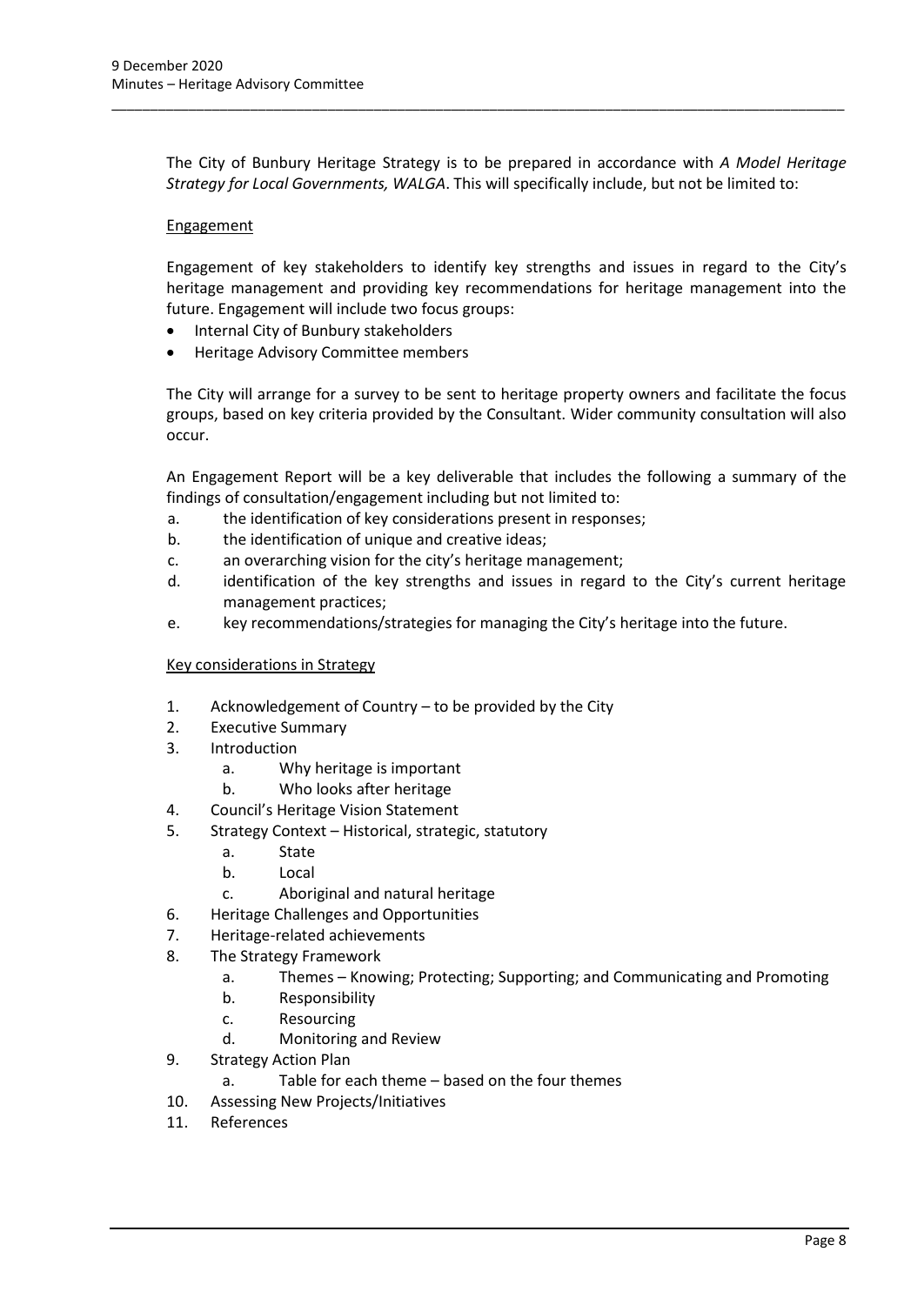The City of Bunbury Heritage Strategy is to be prepared in accordance with *A Model Heritage Strategy for Local Governments, WALGA*. This will specifically include, but not be limited to:

<u>Engagement</u>

Engagement of key stakeholders to identify key strengths and issues in regard to the City's heritage management and providing key recommendations for heritage management into the future. Engagement will include two focus groups:

- Internal City of Bunbury stakeholders
- Heritage Advisory Committee members

The City will arrange for a survey to be sent to heritage property owners and facilitate the focus groups, based on key criteria provided by the Consultant. Wider community consultation will also occur.

An Engagement Report will be a key deliverable that includes the following a summary of the findings of consultation/engagement including but not limited to:

a. the identification of key considerations present in responses;
b. the identification of unique and creative ideas;
c. an overarching vision for the city's heritage management;
d. identification of the key strengths and issues in regard to the City's current heritage management practices;
e. key recommendations/strategies for managing the City's heritage into the future.

<u>Key considerations in Strategy</u>

1. Acknowledgement of Country – to be provided by the City
2. Executive Summary
3. Introduction
   a. Why heritage is important
   b. Who looks after heritage
4. Council's Heritage Vision Statement
5. Strategy Context – Historical, strategic, statutory
   a. State
   b. Local
   c. Aboriginal and natural heritage
6. Heritage Challenges and Opportunities
7. Heritage-related achievements
8. The Strategy Framework
   a. Themes – Knowing; Protecting; Supporting; and Communicating and Promoting
   b. Responsibility
   c. Resourcing
   d. Monitoring and Review
9. Strategy Action Plan
   a. Table for each theme – based on the four themes
10. Assessing New Projects/Initiatives
11. References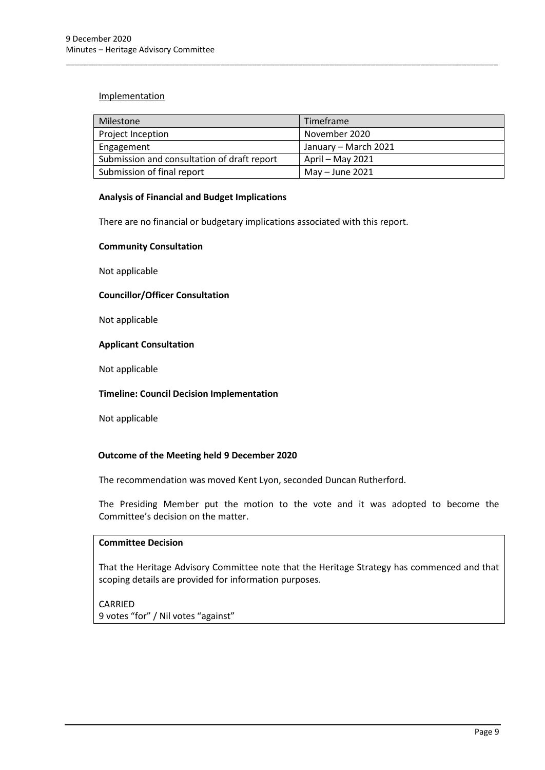Implementation

| Milestone | Timeframe |
| --- | --- |
| Project Inception | November 2020 |
| Engagement | January – March 2021 |
| Submission and consultation of draft report | April – May 2021 |
| Submission of final report | May – June 2021 |

**Analysis of Financial and Budget Implications**

There are no financial or budgetary implications associated with this report.

**Community Consultation**

Not applicable

**Councillor/Officer Consultation**

Not applicable

**Applicant Consultation**

Not applicable

**Timeline: Council Decision Implementation**

Not applicable

**Outcome of the Meeting held 9 December 2020**

The recommendation was moved Kent Lyon, seconded Duncan Rutherford.

The Presiding Member put the motion to the vote and it was adopted to become the Committee's decision on the matter.

**Committee Decision**

That the Heritage Advisory Committee note that the Heritage Strategy has commenced and that scoping details are provided for information purposes.

CARRIED
9 votes "for" / Nil votes "against"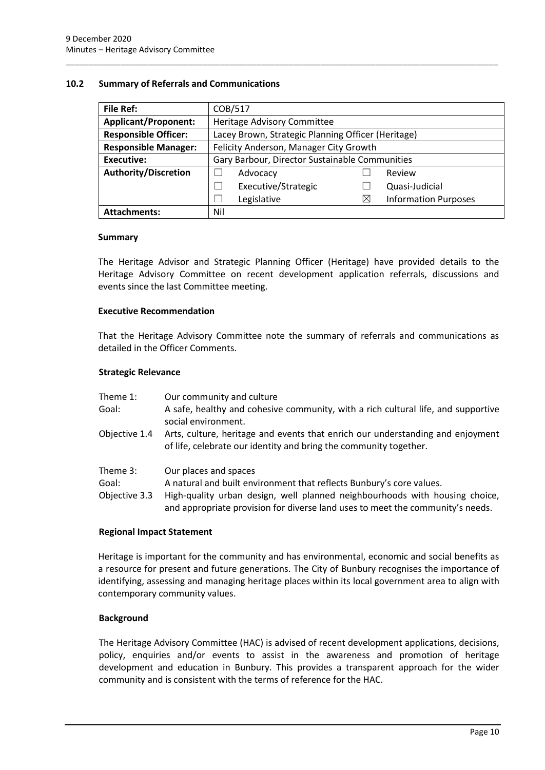## 10.2 Summary of Referrals and Communications

| File Ref: | COB/517 | | | |
|---|---|---|---|---|
| **Applicant/Proponent:** | Heritage Advisory Committee | | | |
| **Responsible Officer:** | Lacey Brown, Strategic Planning Officer (Heritage) | | | |
| **Responsible Manager:** | Felicity Anderson, Manager City Growth | | | |
| **Executive:** | Gary Barbour, Director Sustainable Communities | | | |
| **Authority/Discretion** | ☐ | Advocacy | ☐ | Review |
| | ☐ | Executive/Strategic | ☐ | Quasi-Judicial |
| | ☐ | Legislative | ☒ | Information Purposes |
| **Attachments:** | Nil | | | |

### Summary

The Heritage Advisor and Strategic Planning Officer (Heritage) have provided details to the Heritage Advisory Committee on recent development application referrals, discussions and events since the last Committee meeting.

### Executive Recommendation

That the Heritage Advisory Committee note the summary of referrals and communications as detailed in the Officer Comments.

### Strategic Relevance

| | |
|---|---|
| Theme 1: | Our community and culture |
| Goal: | A safe, healthy and cohesive community, with a rich cultural life, and supportive social environment. |
| Objective 1.4 | Arts, culture, heritage and events that enrich our understanding and enjoyment of life, celebrate our identity and bring the community together. |
| Theme 3: | Our places and spaces |
| Goal: | A natural and built environment that reflects Bunbury's core values. |
| Objective 3.3 | High-quality urban design, well planned neighbourhoods with housing choice, and appropriate provision for diverse land uses to meet the community's needs. |

### Regional Impact Statement

Heritage is important for the community and has environmental, economic and social benefits as a resource for present and future generations. The City of Bunbury recognises the importance of identifying, assessing and managing heritage places within its local government area to align with contemporary community values.

### Background

The Heritage Advisory Committee (HAC) is advised of recent development applications, decisions, policy, enquiries and/or events to assist in the awareness and promotion of heritage development and education in Bunbury. This provides a transparent approach for the wider community and is consistent with the terms of reference for the HAC.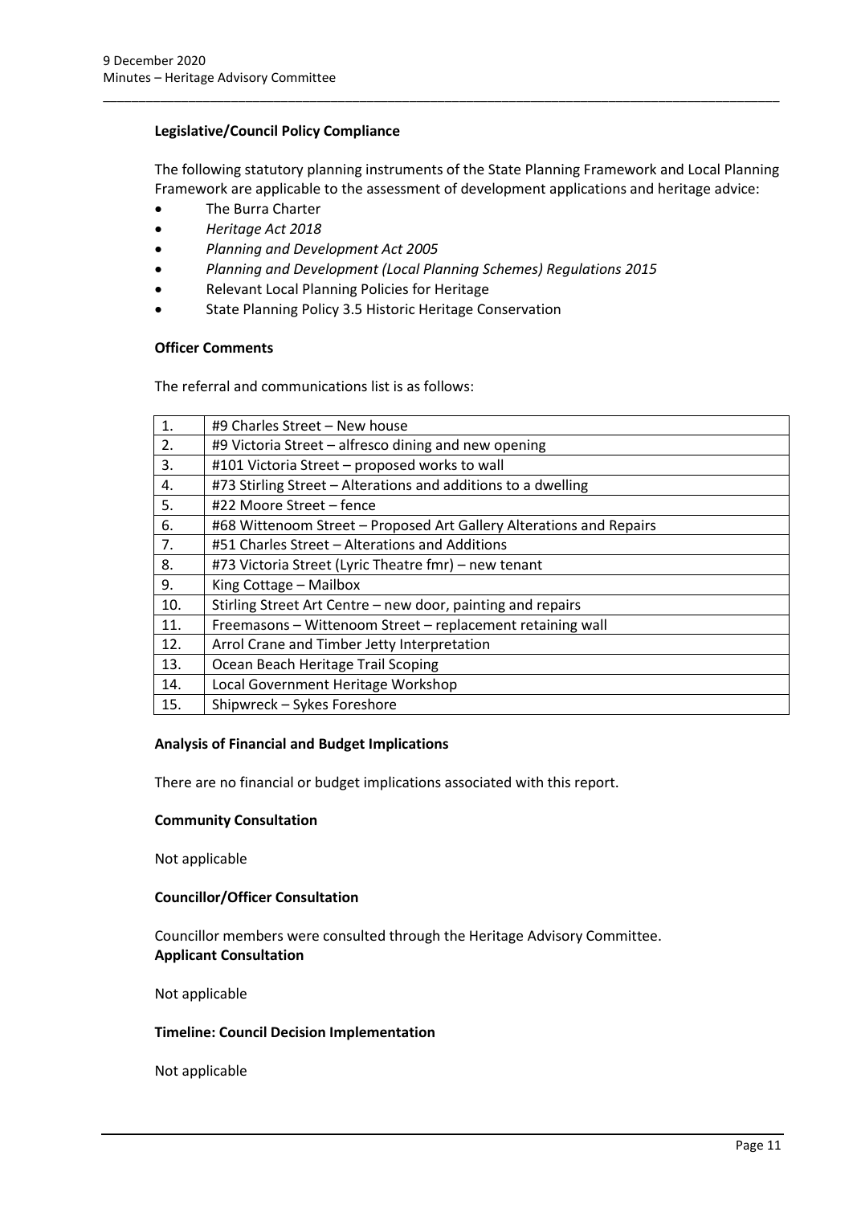**Legislative/Council Policy Compliance**

The following statutory planning instruments of the State Planning Framework and Local Planning Framework are applicable to the assessment of development applications and heritage advice:

- The Burra Charter
- *Heritage Act 2018*
- *Planning and Development Act 2005*
- *Planning and Development (Local Planning Schemes) Regulations 2015*
- Relevant Local Planning Policies for Heritage
- State Planning Policy 3.5 Historic Heritage Conservation

**Officer Comments**

The referral and communications list is as follows:

| | |
|---|---|
| 1. | #9 Charles Street – New house |
| 2. | #9 Victoria Street – alfresco dining and new opening |
| 3. | #101 Victoria Street – proposed works to wall |
| 4. | #73 Stirling Street – Alterations and additions to a dwelling |
| 5. | #22 Moore Street – fence |
| 6. | #68 Wittenoom Street – Proposed Art Gallery Alterations and Repairs |
| 7. | #51 Charles Street – Alterations and Additions |
| 8. | #73 Victoria Street (Lyric Theatre fmr) – new tenant |
| 9. | King Cottage – Mailbox |
| 10. | Stirling Street Art Centre – new door, painting and repairs |
| 11. | Freemasons – Wittenoom Street – replacement retaining wall |
| 12. | Arrol Crane and Timber Jetty Interpretation |
| 13. | Ocean Beach Heritage Trail Scoping |
| 14. | Local Government Heritage Workshop |
| 15. | Shipwreck – Sykes Foreshore |

**Analysis of Financial and Budget Implications**

There are no financial or budget implications associated with this report.

**Community Consultation**

Not applicable

**Councillor/Officer Consultation**

Councillor members were consulted through the Heritage Advisory Committee.

**Applicant Consultation**

Not applicable

**Timeline: Council Decision Implementation**

Not applicable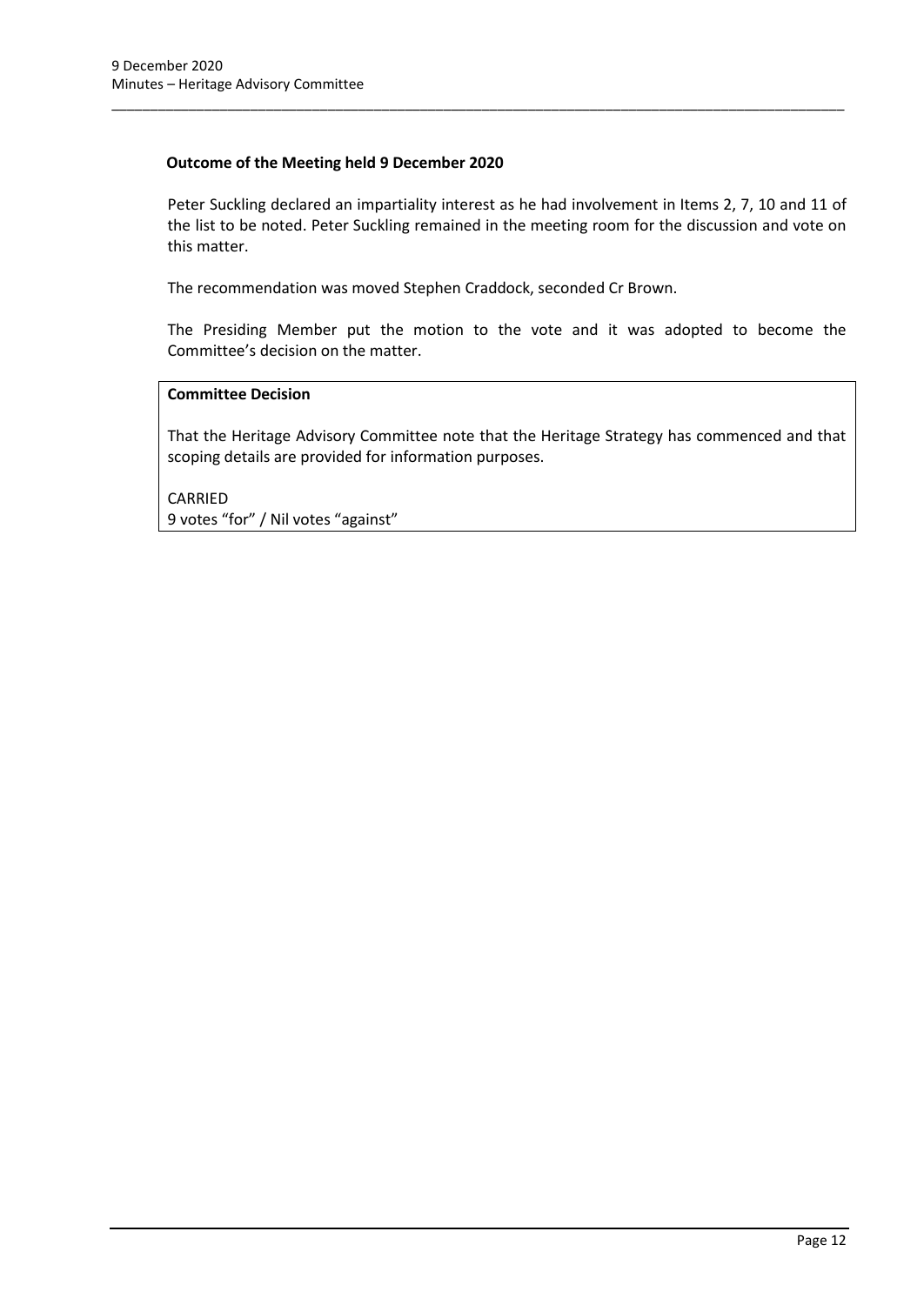**Outcome of the Meeting held 9 December 2020**

Peter Suckling declared an impartiality interest as he had involvement in Items 2, 7, 10 and 11 of the list to be noted. Peter Suckling remained in the meeting room for the discussion and vote on this matter.

The recommendation was moved Stephen Craddock, seconded Cr Brown.

The Presiding Member put the motion to the vote and it was adopted to become the Committee's decision on the matter.

**Committee Decision**

That the Heritage Advisory Committee note that the Heritage Strategy has commenced and that scoping details are provided for information purposes.

CARRIED
9 votes "for" / Nil votes "against"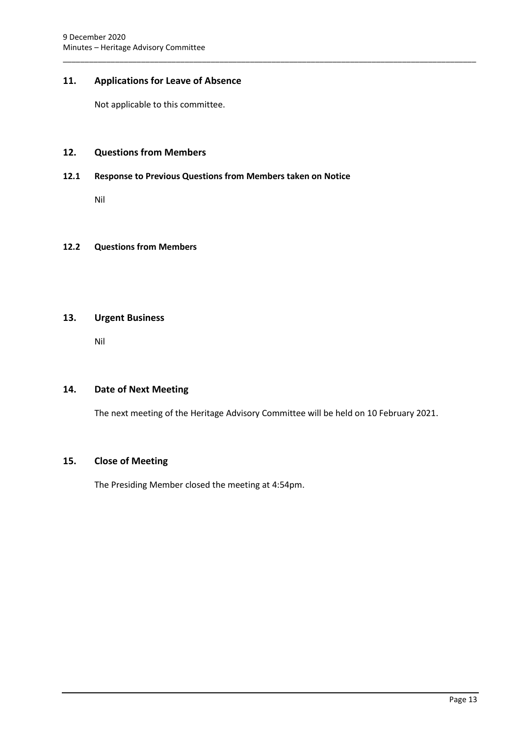## 11. Applications for Leave of Absence

Not applicable to this committee.

## 12. Questions from Members

### 12.1 Response to Previous Questions from Members taken on Notice

Nil

### 12.2 Questions from Members

## 13. Urgent Business

Nil

## 14. Date of Next Meeting

The next meeting of the Heritage Advisory Committee will be held on 10 February 2021.

## 15. Close of Meeting

The Presiding Member closed the meeting at 4:54pm.